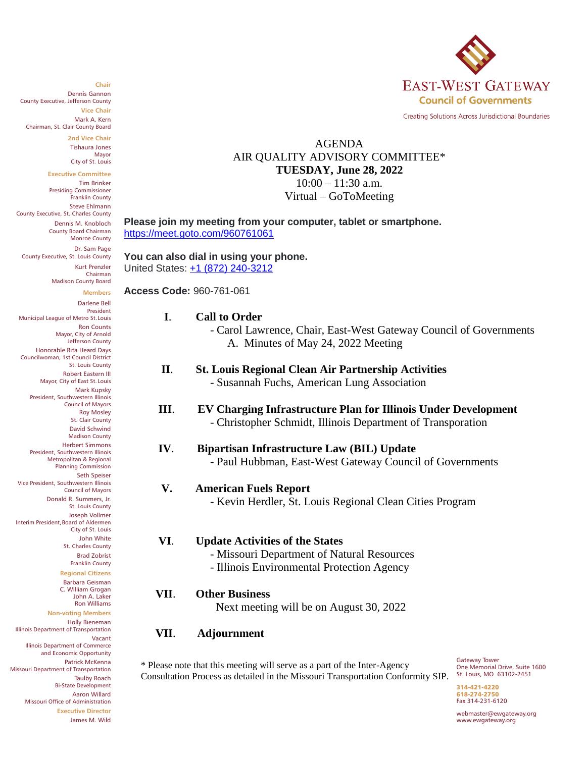**EAST-WEST GATEWAY**
**Council of Governments**
Creating Solutions Across Jurisdictional Boundaries

**Chair**
Dennis Gannon
County Executive, Jefferson County

**Vice Chair**
Mark A. Kern
Chairman, St. Clair County Board

**2nd Vice Chair**
Tishaura Jones
Mayor
City of St. Louis

**Executive Committee**
Tim Brinker
Presiding Commissioner
Franklin County

Steve Ehlmann
County Executive, St. Charles County

Dennis M. Knobloch
County Board Chairman
Monroe County

Dr. Sam Page
County Executive, St. Louis County

Kurt Prenzler
Chairman
Madison County Board

**Members**
Darlene Bell
President
Municipal League of Metro St.Louis

Ron Counts
Mayor, City of Arnold
Jefferson County

Honorable Rita Heard Days
Councilwoman, 1st Council District
St. Louis County

Robert Eastern III
Mayor, City of East St.Louis

Mark Kupsky
President, Southwestern Illinois
Council of Mayors

Roy Mosley
St. Clair County

David Schwind
Madison County

Herbert Simmons
President, Southwestern Illinois
Metropolitan & Regional
Planning Commission

Seth Speiser
Vice President, Southwestern Illinois
Council of Mayors

Donald R. Summers, Jr.
St. Louis County

Joseph Vollmer
Interim President,Board of Aldermen
City of St. Louis

John White
St. Charles County

Brad Zobrist
Franklin County

**Regional Citizens**
Barbara Geisman
C. William Grogan
John A. Laker
Ron Williams

**Non-voting Members**
Holly Bieneman
Illinois Department of Transportation

Vacant
Illinois Department of Commerce
and Economic Opportunity

Patrick McKenna
Missouri Department of Transportation

Taulby Roach
Bi-State Development

Aaron Willard
Missouri Office of Administration

**Executive Director**
James M. Wild

AGENDA
AIR QUALITY ADVISORY COMMITTEE*
**TUESDAY, June 28, 2022**
10:00 – 11:30 a.m.
Virtual – GoToMeeting

**Please join my meeting from your computer, tablet or smartphone.**
https://meet.goto.com/960761061

**You can also dial in using your phone.**
United States: +1 (872) 240-3212

**Access Code:** 960-761-061

**I. Call to Order**
- Carol Lawrence, Chair, East-West Gateway Council of Governments
  A. Minutes of May 24, 2022 Meeting

**II. St. Louis Regional Clean Air Partnership Activities**
- Susannah Fuchs, American Lung Association

**III. EV Charging Infrastructure Plan for Illinois Under Development**
- Christopher Schmidt, Illinois Department of Transporation

**IV. Bipartisan Infrastructure Law (BIL) Update**
- Paul Hubbman, East-West Gateway Council of Governments

**V. American Fuels Report**
- Kevin Herdler, St. Louis Regional Clean Cities Program

**VI. Update Activities of the States**
- Missouri Department of Natural Resources
- Illinois Environmental Protection Agency

**VII. Other Business**
Next meeting will be on August 30, 2022

**VII. Adjournment**

* Please note that this meeting will serve as a part of the Inter-Agency Consultation Process as detailed in the Missouri Transportation Conformity SIP.

Gateway Tower
One Memorial Drive, Suite 1600
St. Louis, MO 63102-2451

314-421-4220
618-274-2750
Fax 314-231-6120

webmaster@ewgateway.org
www.ewgateway.org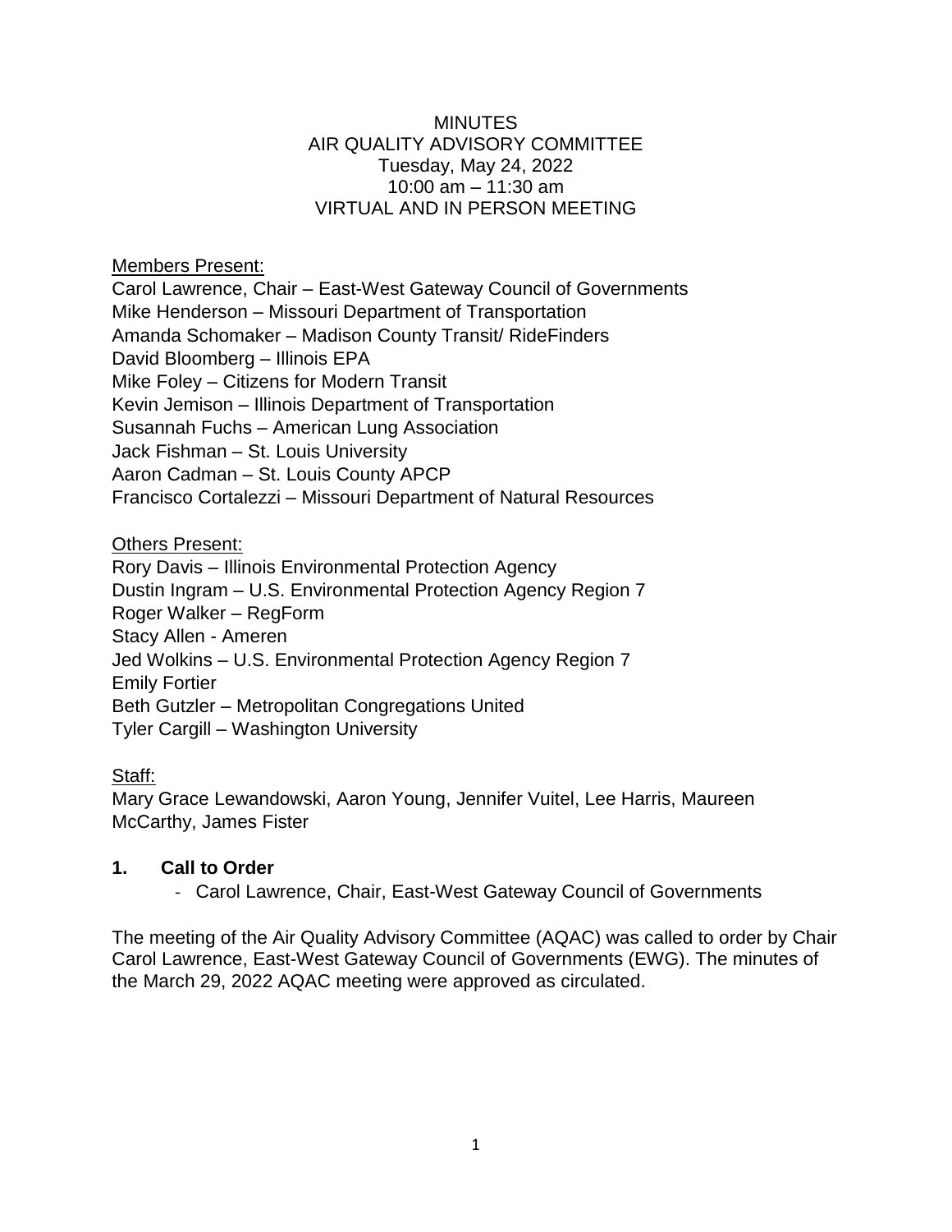MINUTES
AIR QUALITY ADVISORY COMMITTEE
Tuesday, May 24, 2022
10:00 am – 11:30 am
VIRTUAL AND IN PERSON MEETING

Members Present:
Carol Lawrence, Chair – East-West Gateway Council of Governments
Mike Henderson – Missouri Department of Transportation
Amanda Schomaker – Madison County Transit/ RideFinders
David Bloomberg – Illinois EPA
Mike Foley – Citizens for Modern Transit
Kevin Jemison – Illinois Department of Transportation
Susannah Fuchs – American Lung Association
Jack Fishman – St. Louis University
Aaron Cadman – St. Louis County APCP
Francisco Cortalezzi – Missouri Department of Natural Resources

Others Present:
Rory Davis – Illinois Environmental Protection Agency
Dustin Ingram – U.S. Environmental Protection Agency Region 7
Roger Walker – RegForm
Stacy Allen - Ameren
Jed Wolkins – U.S. Environmental Protection Agency Region 7
Emily Fortier
Beth Gutzler – Metropolitan Congregations United
Tyler Cargill – Washington University

Staff:
Mary Grace Lewandowski, Aaron Young, Jennifer Vuitel, Lee Harris, Maureen McCarthy, James Fister

## 1. Call to Order

- Carol Lawrence, Chair, East-West Gateway Council of Governments

The meeting of the Air Quality Advisory Committee (AQAC) was called to order by Chair Carol Lawrence, East-West Gateway Council of Governments (EWG). The minutes of the March 29, 2022 AQAC meeting were approved as circulated.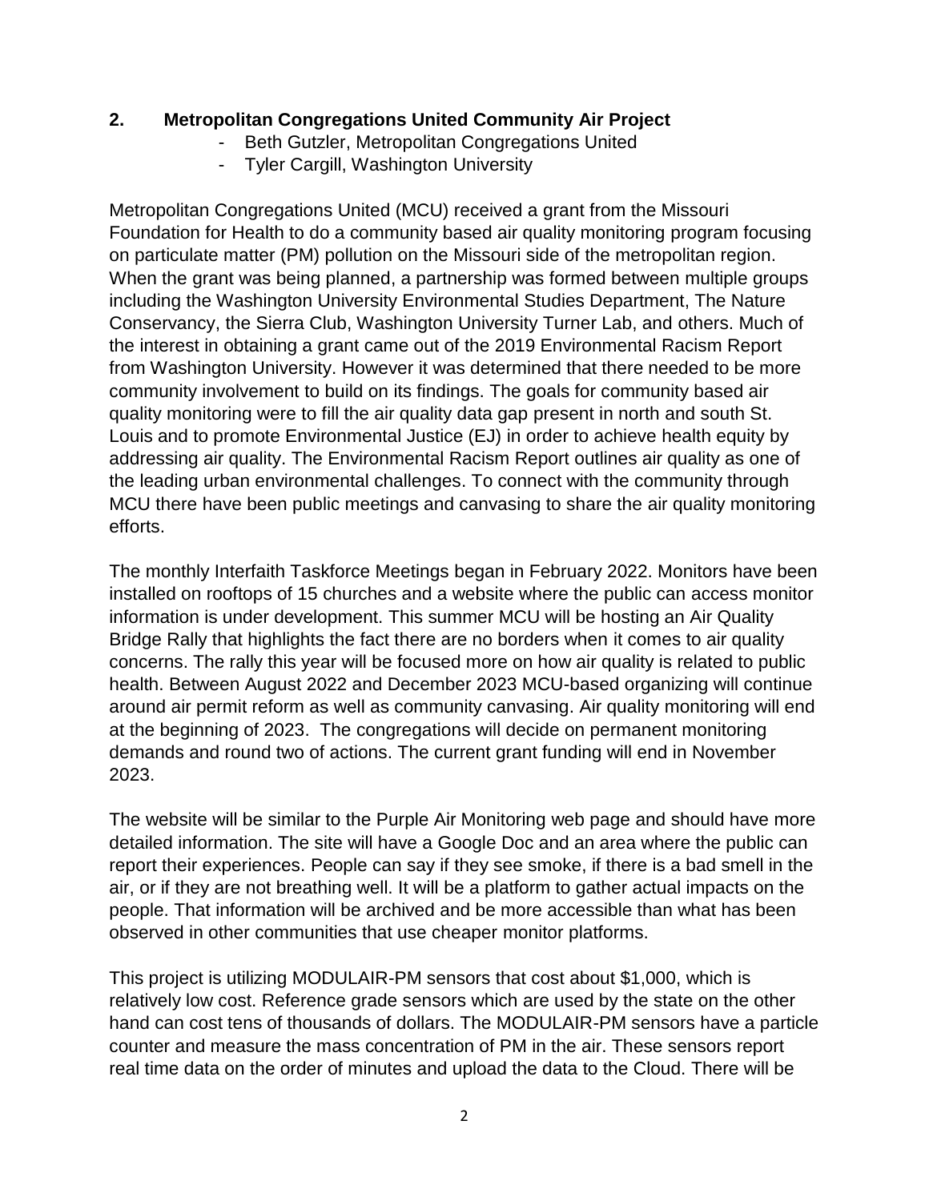## 2. Metropolitan Congregations United Community Air Project

- Beth Gutzler, Metropolitan Congregations United
- Tyler Cargill, Washington University

Metropolitan Congregations United (MCU) received a grant from the Missouri Foundation for Health to do a community based air quality monitoring program focusing on particulate matter (PM) pollution on the Missouri side of the metropolitan region. When the grant was being planned, a partnership was formed between multiple groups including the Washington University Environmental Studies Department, The Nature Conservancy, the Sierra Club, Washington University Turner Lab, and others. Much of the interest in obtaining a grant came out of the 2019 Environmental Racism Report from Washington University. However it was determined that there needed to be more community involvement to build on its findings. The goals for community based air quality monitoring were to fill the air quality data gap present in north and south St. Louis and to promote Environmental Justice (EJ) in order to achieve health equity by addressing air quality. The Environmental Racism Report outlines air quality as one of the leading urban environmental challenges. To connect with the community through MCU there have been public meetings and canvasing to share the air quality monitoring efforts.

The monthly Interfaith Taskforce Meetings began in February 2022. Monitors have been installed on rooftops of 15 churches and a website where the public can access monitor information is under development. This summer MCU will be hosting an Air Quality Bridge Rally that highlights the fact there are no borders when it comes to air quality concerns. The rally this year will be focused more on how air quality is related to public health. Between August 2022 and December 2023 MCU-based organizing will continue around air permit reform as well as community canvasing. Air quality monitoring will end at the beginning of 2023. The congregations will decide on permanent monitoring demands and round two of actions. The current grant funding will end in November 2023.

The website will be similar to the Purple Air Monitoring web page and should have more detailed information. The site will have a Google Doc and an area where the public can report their experiences. People can say if they see smoke, if there is a bad smell in the air, or if they are not breathing well. It will be a platform to gather actual impacts on the people. That information will be archived and be more accessible than what has been observed in other communities that use cheaper monitor platforms.

This project is utilizing MODULAIR-PM sensors that cost about $1,000, which is relatively low cost. Reference grade sensors which are used by the state on the other hand can cost tens of thousands of dollars. The MODULAIR-PM sensors have a particle counter and measure the mass concentration of PM in the air. These sensors report real time data on the order of minutes and upload the data to the Cloud. There will be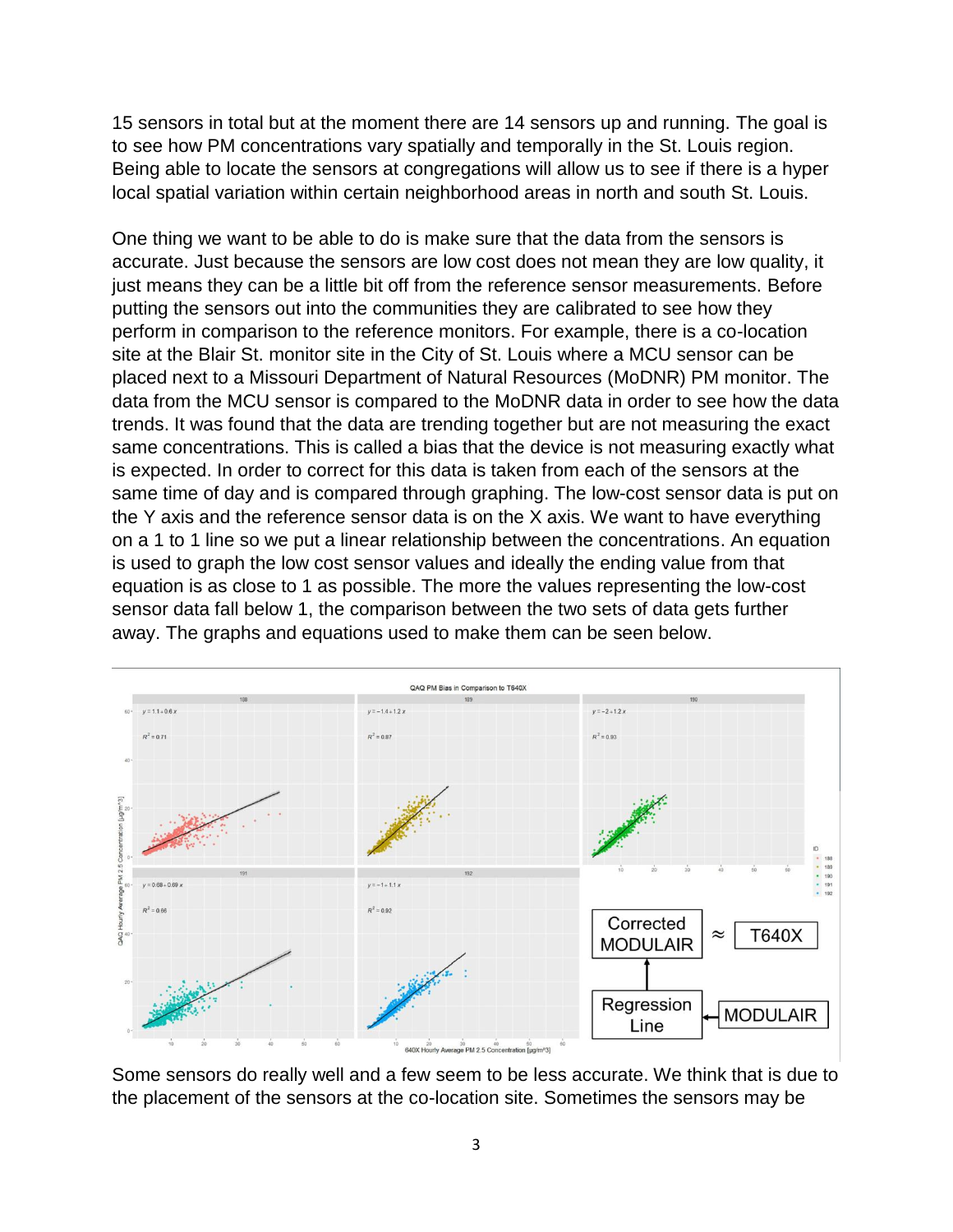15 sensors in total but at the moment there are 14 sensors up and running. The goal is to see how PM concentrations vary spatially and temporally in the St. Louis region. Being able to locate the sensors at congregations will allow us to see if there is a hyper local spatial variation within certain neighborhood areas in north and south St. Louis.

One thing we want to be able to do is make sure that the data from the sensors is accurate. Just because the sensors are low cost does not mean they are low quality, it just means they can be a little bit off from the reference sensor measurements. Before putting the sensors out into the communities they are calibrated to see how they perform in comparison to the reference monitors. For example, there is a co-location site at the Blair St. monitor site in the City of St. Louis where a MCU sensor can be placed next to a Missouri Department of Natural Resources (MoDNR) PM monitor. The data from the MCU sensor is compared to the MoDNR data in order to see how the data trends. It was found that the data are trending together but are not measuring the exact same concentrations. This is called a bias that the device is not measuring exactly what is expected. In order to correct for this data is taken from each of the sensors at the same time of day and is compared through graphing. The low-cost sensor data is put on the Y axis and the reference sensor data is on the X axis. We want to have everything on a 1 to 1 line so we put a linear relationship between the concentrations. An equation is used to graph the low cost sensor values and ideally the ending value from that equation is as close to 1 as possible. The more the values representing the low-cost sensor data fall below 1, the comparison between the two sets of data gets further away. The graphs and equations used to make them can be seen below.

QAQ PM Bias in Comparison to T640X

188: $y = 1.1 + 0.6x$, $R^2 = 0.71$

189: $y = -1.4 + 1.2x$, $R^2 = 0.87$

190: $y = -2 + 1.2x$, $R^2 = 0.93$

191: $y = 0.68 + 0.69x$, $R^2 = 0.66$

192: $y = -1 + 1.1x$, $R^2 = 0.92$

QAQ Hourly Average PM 2.5 Concentration [µg/m^3]

640X Hourly Average PM 2.5 Concentration [µg/m^3]

ID: 188, 189, 190, 191, 192

Corrected MODULAIR ≈ T640X

Regression Line ← MODULAIR

Some sensors do really well and a few seem to be less accurate. We think that is due to the placement of the sensors at the co-location site. Sometimes the sensors may be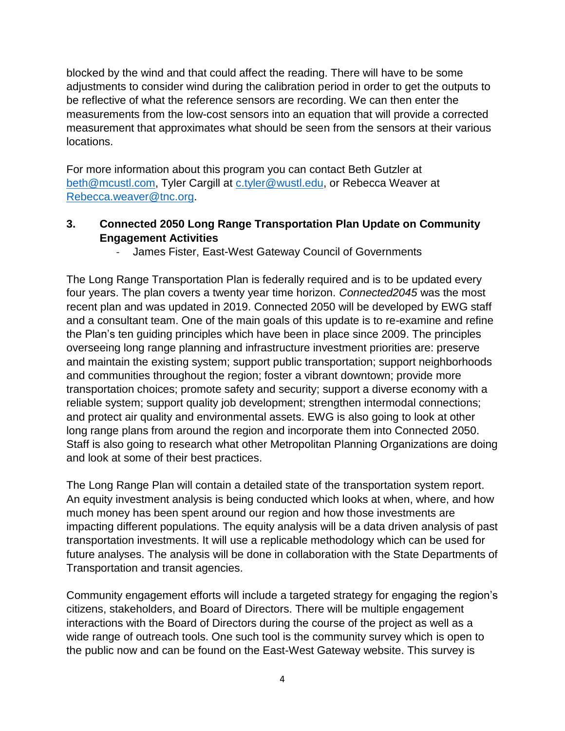blocked by the wind and that could affect the reading. There will have to be some adjustments to consider wind during the calibration period in order to get the outputs to be reflective of what the reference sensors are recording. We can then enter the measurements from the low-cost sensors into an equation that will provide a corrected measurement that approximates what should be seen from the sensors at their various locations.

For more information about this program you can contact Beth Gutzler at [beth@mcustl.com](mailto:beth@mcustl.com), Tyler Cargill at [c.tyler@wustl.edu](mailto:c.tyler@wustl.edu), or Rebecca Weaver at [Rebecca.weaver@tnc.org](mailto:Rebecca.weaver@tnc.org).

### 3. Connected 2050 Long Range Transportation Plan Update on Community Engagement Activities

- James Fister, East-West Gateway Council of Governments

The Long Range Transportation Plan is federally required and is to be updated every four years. The plan covers a twenty year time horizon. *Connected2045* was the most recent plan and was updated in 2019. Connected 2050 will be developed by EWG staff and a consultant team. One of the main goals of this update is to re-examine and refine the Plan's ten guiding principles which have been in place since 2009. The principles overseeing long range planning and infrastructure investment priorities are: preserve and maintain the existing system; support public transportation; support neighborhoods and communities throughout the region; foster a vibrant downtown; provide more transportation choices; promote safety and security; support a diverse economy with a reliable system; support quality job development; strengthen intermodal connections; and protect air quality and environmental assets. EWG is also going to look at other long range plans from around the region and incorporate them into Connected 2050. Staff is also going to research what other Metropolitan Planning Organizations are doing and look at some of their best practices.

The Long Range Plan will contain a detailed state of the transportation system report. An equity investment analysis is being conducted which looks at when, where, and how much money has been spent around our region and how those investments are impacting different populations. The equity analysis will be a data driven analysis of past transportation investments. It will use a replicable methodology which can be used for future analyses. The analysis will be done in collaboration with the State Departments of Transportation and transit agencies.

Community engagement efforts will include a targeted strategy for engaging the region's citizens, stakeholders, and Board of Directors. There will be multiple engagement interactions with the Board of Directors during the course of the project as well as a wide range of outreach tools. One such tool is the community survey which is open to the public now and can be found on the East-West Gateway website. This survey is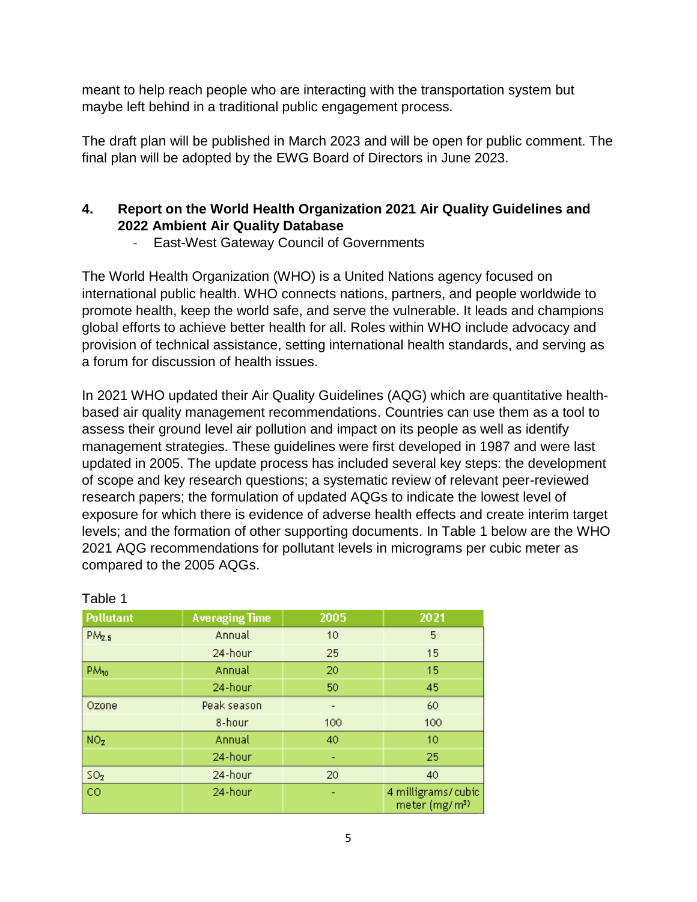meant to help reach people who are interacting with the transportation system but maybe left behind in a traditional public engagement process.

The draft plan will be published in March 2023 and will be open for public comment. The final plan will be adopted by the EWG Board of Directors in June 2023.

## 4. Report on the World Health Organization 2021 Air Quality Guidelines and 2022 Ambient Air Quality Database

- East-West Gateway Council of Governments

The World Health Organization (WHO) is a United Nations agency focused on international public health. WHO connects nations, partners, and people worldwide to promote health, keep the world safe, and serve the vulnerable. It leads and champions global efforts to achieve better health for all. Roles within WHO include advocacy and provision of technical assistance, setting international health standards, and serving as a forum for discussion of health issues.

In 2021 WHO updated their Air Quality Guidelines (AQG) which are quantitative health-based air quality management recommendations. Countries can use them as a tool to assess their ground level air pollution and impact on its people as well as identify management strategies. These guidelines were first developed in 1987 and were last updated in 2005. The update process has included several key steps: the development of scope and key research questions; a systematic review of relevant peer-reviewed research papers; the formulation of updated AQGs to indicate the lowest level of exposure for which there is evidence of adverse health effects and create interim target levels; and the formation of other supporting documents. In Table 1 below are the WHO 2021 AQG recommendations for pollutant levels in micrograms per cubic meter as compared to the 2005 AQGs.

Table 1

| Pollutant | Averaging Time | 2005 | 2021 |
|---|---|---|---|
| $PM_{2.5}$ | Annual | 10 | 5 |
| | 24-hour | 25 | 15 |
| $PM_{10}$ | Annual | 20 | 15 |
| | 24-hour | 50 | 45 |
| Ozone | Peak season | - | 60 |
| | 8-hour | 100 | 100 |
| $NO_2$ | Annual | 40 | 10 |
| | 24-hour | - | 25 |
| $SO_2$ | 24-hour | 20 | 40 |
| CO | 24-hour | - | 4 milligrams/cubic meter ($mg/m^3$) |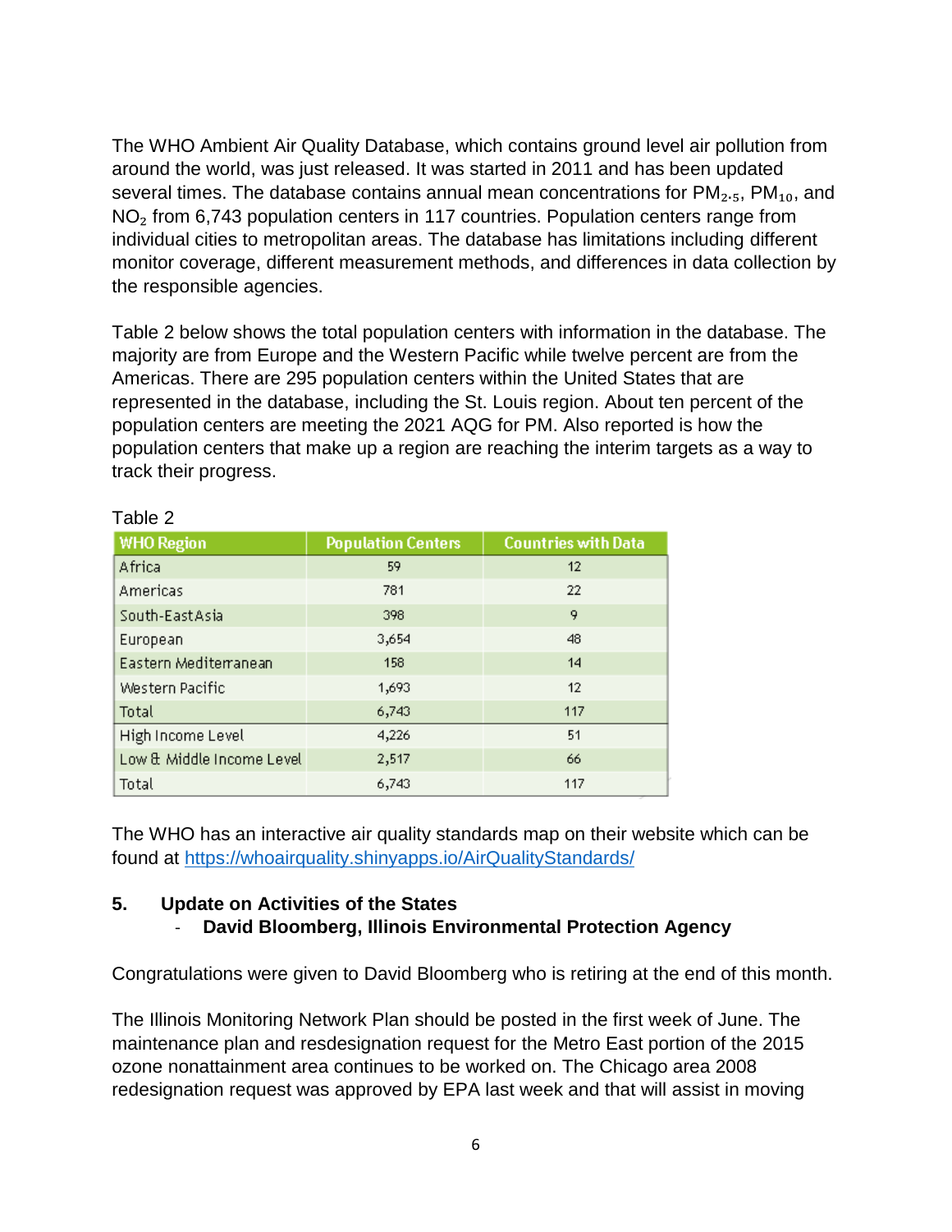The WHO Ambient Air Quality Database, which contains ground level air pollution from around the world, was just released. It was started in 2011 and has been updated several times. The database contains annual mean concentrations for $PM_{2.5}$, $PM_{10}$, and $NO_2$ from 6,743 population centers in 117 countries. Population centers range from individual cities to metropolitan areas. The database has limitations including different monitor coverage, different measurement methods, and differences in data collection by the responsible agencies.

Table 2 below shows the total population centers with information in the database. The majority are from Europe and the Western Pacific while twelve percent are from the Americas. There are 295 population centers within the United States that are represented in the database, including the St. Louis region. About ten percent of the population centers are meeting the 2021 AQG for PM. Also reported is how the population centers that make up a region are reaching the interim targets as a way to track their progress.

Table 2

| WHO Region | Population Centers | Countries with Data |
|---|---|---|
| Africa | 59 | 12 |
| Americas | 781 | 22 |
| South-East Asia | 398 | 9 |
| European | 3,654 | 48 |
| Eastern Mediterranean | 158 | 14 |
| Western Pacific | 1,693 | 12 |
| Total | 6,743 | 117 |
| High Income Level | 4,226 | 51 |
| Low & Middle Income Level | 2,517 | 66 |
| Total | 6,743 | 117 |

The WHO has an interactive air quality standards map on their website which can be found at https://whoairquality.shinyapps.io/AirQualityStandards/

**5. Update on Activities of the States**

- **David Bloomberg, Illinois Environmental Protection Agency**

Congratulations were given to David Bloomberg who is retiring at the end of this month.

The Illinois Monitoring Network Plan should be posted in the first week of June. The maintenance plan and resdesignation request for the Metro East portion of the 2015 ozone nonattainment area continues to be worked on. The Chicago area 2008 redesignation request was approved by EPA last week and that will assist in moving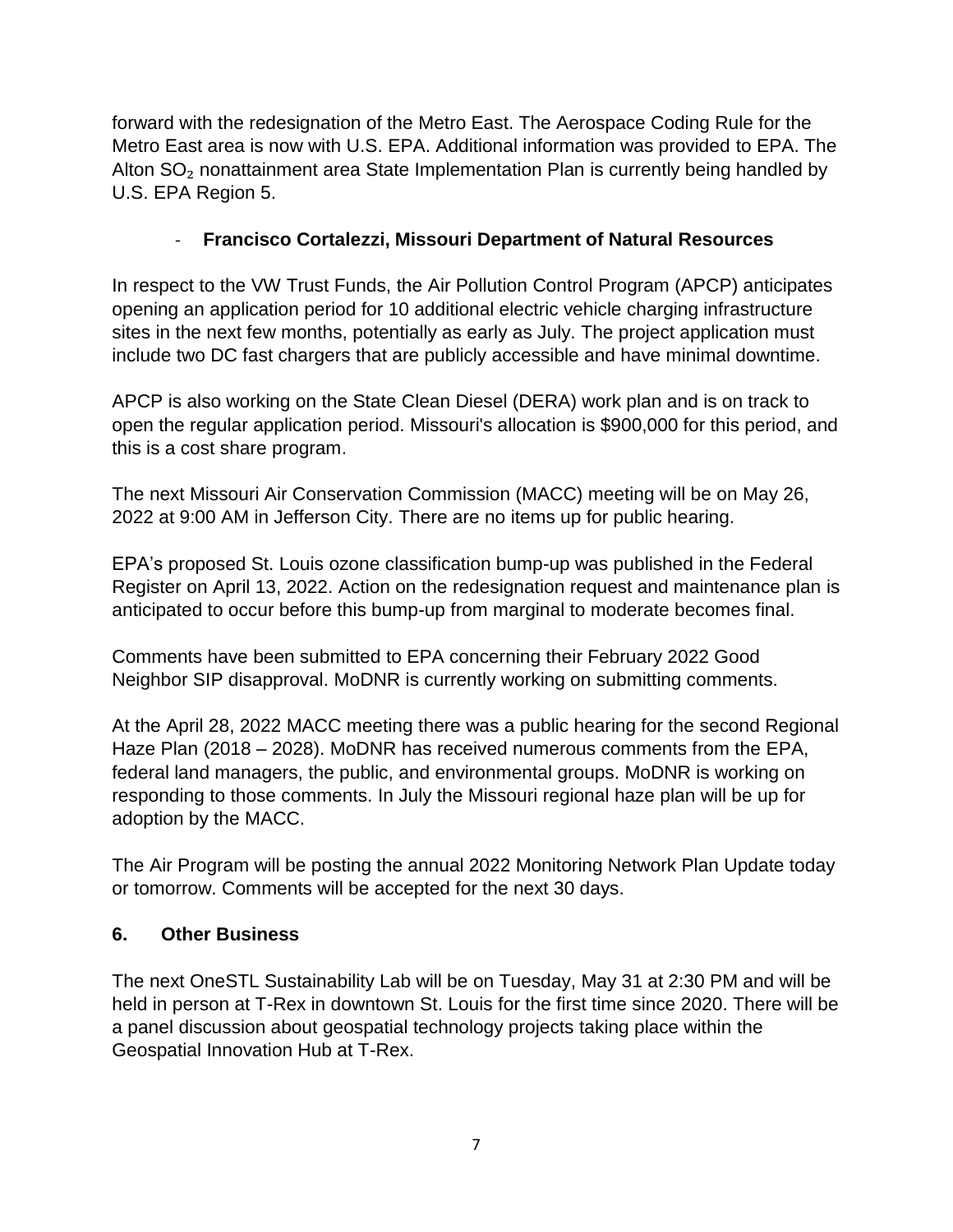forward with the redesignation of the Metro East. The Aerospace Coding Rule for the Metro East area is now with U.S. EPA. Additional information was provided to EPA. The Alton $SO_2$ nonattainment area State Implementation Plan is currently being handled by U.S. EPA Region 5.

- **Francisco Cortalezzi, Missouri Department of Natural Resources**

In respect to the VW Trust Funds, the Air Pollution Control Program (APCP) anticipates opening an application period for 10 additional electric vehicle charging infrastructure sites in the next few months, potentially as early as July. The project application must include two DC fast chargers that are publicly accessible and have minimal downtime.

APCP is also working on the State Clean Diesel (DERA) work plan and is on track to open the regular application period. Missouri's allocation is $900,000 for this period, and this is a cost share program.

The next Missouri Air Conservation Commission (MACC) meeting will be on May 26, 2022 at 9:00 AM in Jefferson City. There are no items up for public hearing.

EPA's proposed St. Louis ozone classification bump-up was published in the Federal Register on April 13, 2022. Action on the redesignation request and maintenance plan is anticipated to occur before this bump-up from marginal to moderate becomes final.

Comments have been submitted to EPA concerning their February 2022 Good Neighbor SIP disapproval. MoDNR is currently working on submitting comments.

At the April 28, 2022 MACC meeting there was a public hearing for the second Regional Haze Plan (2018 – 2028). MoDNR has received numerous comments from the EPA, federal land managers, the public, and environmental groups. MoDNR is working on responding to those comments. In July the Missouri regional haze plan will be up for adoption by the MACC.

The Air Program will be posting the annual 2022 Monitoring Network Plan Update today or tomorrow. Comments will be accepted for the next 30 days.

## 6. Other Business

The next OneSTL Sustainability Lab will be on Tuesday, May 31 at 2:30 PM and will be held in person at T-Rex in downtown St. Louis for the first time since 2020. There will be a panel discussion about geospatial technology projects taking place within the Geospatial Innovation Hub at T-Rex.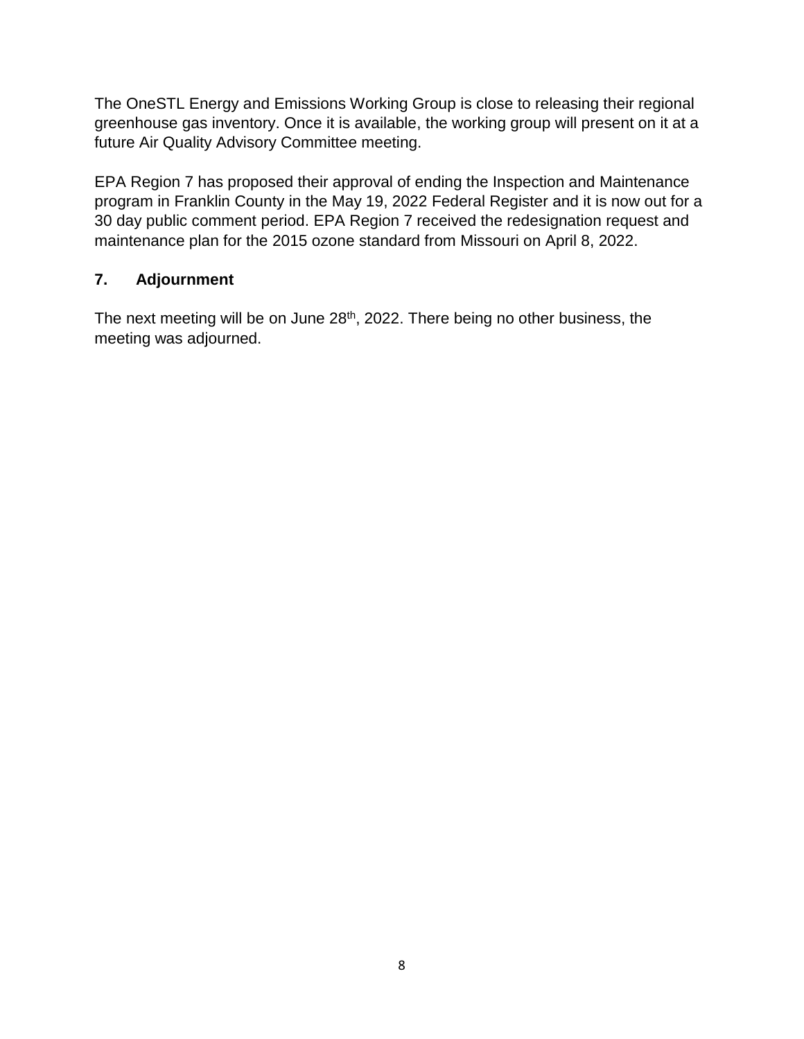The OneSTL Energy and Emissions Working Group is close to releasing their regional greenhouse gas inventory. Once it is available, the working group will present on it at a future Air Quality Advisory Committee meeting.

EPA Region 7 has proposed their approval of ending the Inspection and Maintenance program in Franklin County in the May 19, 2022 Federal Register and it is now out for a 30 day public comment period. EPA Region 7 received the redesignation request and maintenance plan for the 2015 ozone standard from Missouri on April 8, 2022.

## 7. Adjournment

The next meeting will be on June 28th, 2022. There being no other business, the meeting was adjourned.